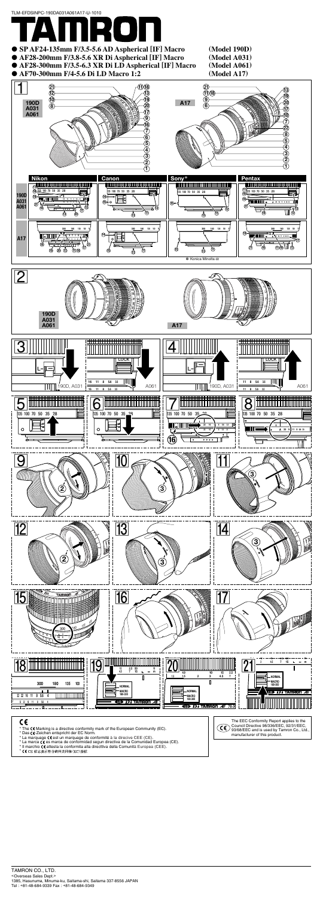TLM-EFDSINPC-190DA031A061A17-U-1010

# TAMRON

- **SP AF24-135mm F/3.5-5.6 AD Aspherical [IF] Macro** **(Model 190D)**
- **AF28-200mm F/3.8-5.6 XR Di Aspherical [IF] Macro** **(Model A031)**
- **AF28-300mm F/3.5-6.3 XR Di LD Aspherical [IF] Macro** **(Model A061)**
- **AF70-300mm F/4-5.6 Di LD Macro 1:2** **(Model A17)**

1

190D A031 A061

A17

Nikon Canon Sony* Pentax

* Konica Minolta α

2

190D A031 A061

A17

3 LOCK 190D, A031 A061

4 LOCK 190D, A031 A061

5 6 7 8

9 10 11 12 13 14 15 16 17 18 19 20 21

CE

* The CE Marking is a directive conformity mark of the European Community (EC).
* Das CE-Zeichen entspricht der EC Norm.
* La marquage CE est un marquage de conformité à la direcive CEE (CE).
* La marca CE es marca de conformidad segun directiva de la Comunidad Europea (CE).
* Il marchio CE attesta la conformita alla direttiva della Comunità Europea (CEE).
* CE 标志表示符合欧共体(EC)指标

The EEC Conformity Report applies to the Council Directive 98/336/EEC, 92/31/EEC, 93/68/EEC and is used by Tamron Co., Ltd., manufacturer of this product.

TAMRON CO., LTD.
<Overseas Sales Dept.>
1385, Hasunuma, Minuma-ku, Saitama-shi, Saitama 337-8556 JAPAN
Tel : +81-48-684-9339 Fax : +81-48-684-9349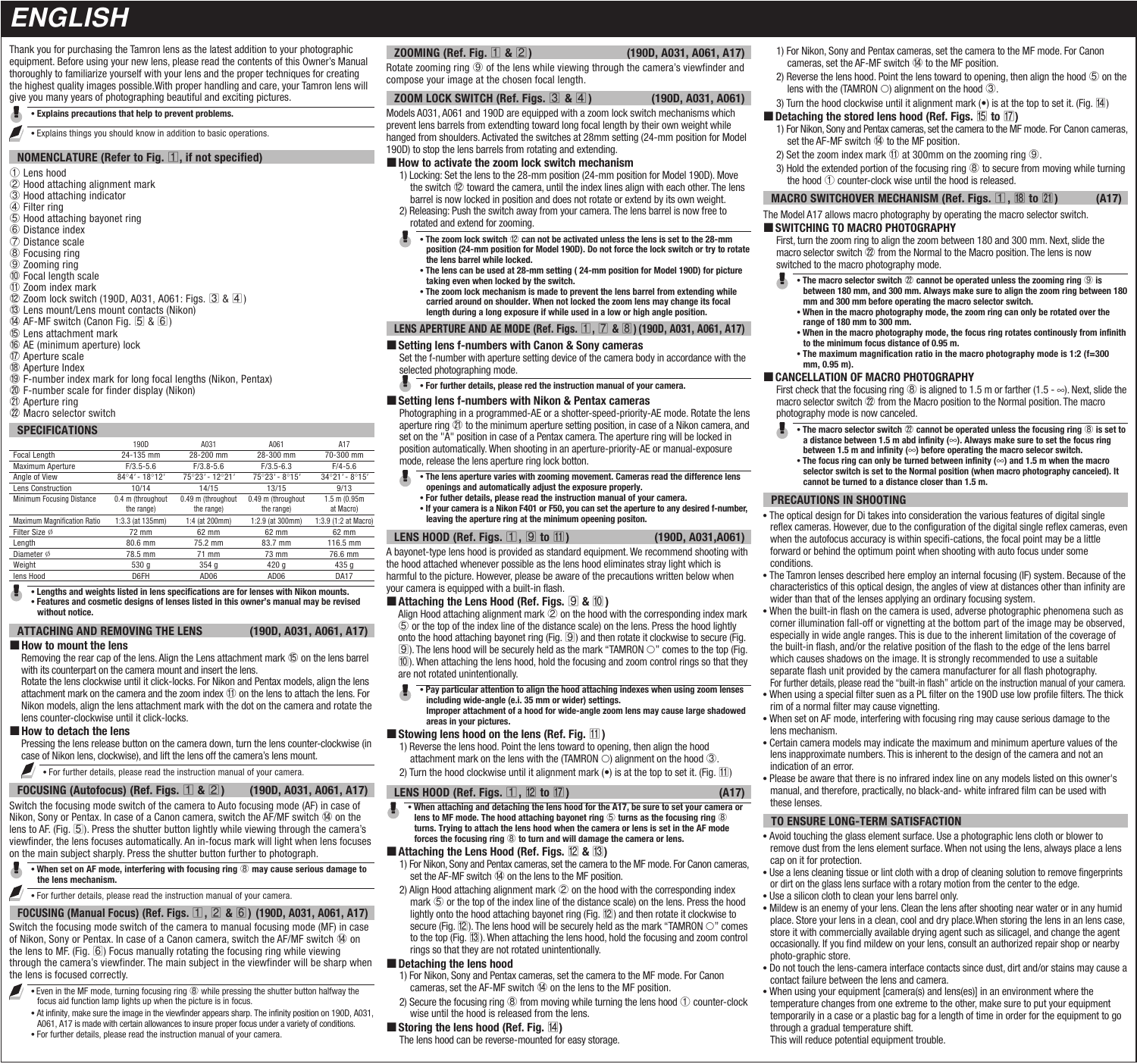# ENGLISH

Thank you for purchasing the Tamron lens as the latest addition to your photographic equipment. Before using your new lens, please read the contents of this Owner's Manual thoroughly to familiarize yourself with your lens and the proper techniques for creating the highest quality images possible.With proper handling and care, your Tamron lens will give you many years of photographing beautiful and exciting pictures.

- **Explains precautions that help to prevent problems.**
- Explains things you should know in addition to basic operations.

## NOMENCLATURE (Refer to Fig. 1, if not specified)

① Lens hood
② Hood attaching alignment mark
③ Hood attaching indicator
④ Filter ring
⑤ Hood attaching bayonet ring
⑥ Distance index
⑦ Distance scale
⑧ Focusing ring
⑨ Zooming ring
⑩ Focal length scale
⑪ Zoom index mark
⑫ Zoom lock switch (190D, A031, A061: Figs. 3 & 4)
⑬ Lens mount/Lens mount contacts (Nikon)
⑭ AF-MF switch (Canon Fig. 5 & 6)
⑮ Lens attachment mark
⑯ AE (minimum aperture) lock
⑰ Aperture scale
⑱ Aperture Index
⑲ F-number index mark for long focal lengths (Nikon, Pentax)
⑳ F-number scale for finder display (Nikon)
㉑ Aperture ring
㉒ Macro selector switch

## SPECIFICATIONS

| | 190D | A031 | A061 | A17 |
|---|---|---|---|---|
| Focal Length | 24-135 mm | 28-200 mm | 28-300 mm | 70-300 mm |
| Maximum Aperture | F/3.5-5.6 | F/3.8-5.6 | F/3.5-6.3 | F/4-5.6 |
| Angle of View | 84°4′ - 18°12′ | 75°23′ - 12°21′ | 75°23′ - 8°15′ | 34°21′ - 8°15′ |
| Lens Construction | 10/14 | 14/15 | 13/15 | 9/13 |
| Minimum Focusing Distance | 0.4 m (throughout the range) | 0.49 m (throughout the range) | 0.49 m (throughout the range) | 1.5 m (0.95m at Macro) |
| Maximum Magnification Ratio | 1:3.3 (at 135mm) | 1:4 (at 200mm) | 1:2.9 (at 300mm) | 1:3.9 (1:2 at Macro) |
| Filter Size ∅ | 72 mm | 62 mm | 62 mm | 62 mm |
| Length | 80.6 mm | 75.2 mm | 83.7 mm | 116.5 mm |
| Diameter ∅ | 78.5 mm | 71 mm | 73 mm | 76.6 mm |
| Weight | 530 g | 354 g | 420 g | 435 g |
| lens Hood | D6FH | AD06 | AD06 | DA17 |

- **Lengths and weights listed in lens specifications are for lenses with Nikon mounts.**
- **Features and cosmetic designs of lenses listed in this owner's manual may be revised without notice.**

## ATTACHING AND REMOVING THE LENS (190D, A031, A061, A17)

### ■ How to mount the lens

Removing the rear cap of the lens. Align the Lens attachment mark ⑮ on the lens barrel with its counterpart on the camera mount and insert the lens.

Rotate the lens clockwise until it click-locks. For Nikon and Pentax models, align the lens attachment mark on the camera and the zoom index ⑪ on the lens to attach the lens. For Nikon models, align the lens attachment mark with the dot on the camera and rotate the lens counter-clockwise until it click-locks.

### ■ How to detach the lens

Pressing the lens release button on the camera down, turn the lens counter-clockwise (in case of Nikon lens, clockwise), and lift the lens off the camera's lens mount.

- For further details, please read the instruction manual of your camera.

## FOCUSING (Autofocus) (Ref. Figs. 1 & 2) (190D, A031, A061, A17)

Switch the focusing mode switch of the camera to Auto focusing mode (AF) in case of Nikon, Sony or Pentax. In case of a Canon camera, switch the AF/MF switch ⑭ on the lens to AF. (Fig. 5). Press the shutter button lightly while viewing through the camera's viewfinder, the lens focuses automatically. An in-focus mark will light when lens focuses on the main subject sharply. Press the shutter button further to photograph.

- **When set on AF mode, interfering with focusing ring ⑧ may cause serious damage to the lens mechanism.**
- For further details, please read the instruction manual of your camera.

## FOCUSING (Manual Focus) (Ref. Figs. 1, 2 & 6) (190D, A031, A061, A17)

Switch the focusing mode switch of the camera to manual focusing mode (MF) in case of Nikon, Sony or Pentax. In case of a Canon camera, switch the AF/MF switch ⑭ on the lens to MF. (Fig. 6) Focus manually rotating the focusing ring while viewing through the camera's viewfinder. The main subject in the viewfinder will be sharp when the lens is focused correctly.

- Even in the MF mode, turning focusing ring ⑧ while pressing the shutter button halfway the focus aid function lamp lights up when the picture is in focus.
- At infinity, make sure the image in the viewfinder appears sharp. The infinity position on 190D, A031, A061, A17 is made with certain allowances to insure proper focus under a variety of conditions.
- For further details, please read the instruction manual of your camera.

## ZOOMING (Ref. Fig. 1 & 2) (190D, A031, A061, A17)

Rotate zooming ring ⑨ of the lens while viewing through the camera's viewfinder and compose your image at the chosen focal length.

## ZOOM LOCK SWITCH (Ref. Figs. 3 & 4) (190D, A031, A061)

Models A031, A061 and 190D are equipped with a zoom lock switch mechanisms which prevent lens barrels from extendting toward long focal length by their own weight while hanged from shoulders. Activated the switches at 28mm setting (24-mm position for Model 190D) to stop the lens barrels from rotating and extending.

### ■ How to activate the zoom lock switch mechanism

1) Locking: Set the lens to the 28-mm position (24-mm position for Model 190D). Move the switch ⑫ toward the camera, until the index lines align with each other. The lens barrel is now locked in position and does not rotate or extend by its own weight.
2) Releasing: Push the switch away from your camera. The lens barrel is now free to rotated and extend for zooming.

- **The zoom lock switch ⑫ can not be activated unless the lens is set to the 28-mm position (24-mm position for Model 190D). Do not force the lock switch or try to rotate the lens barrel while locked.**
- **The lens can be used at 28-mm setting ( 24-mm position for Model 190D) for picture taking even when locked by the switch.**
- **The zoom lock mechanism is made to prevent the lens barrel from extending while carried around on shoulder. When not locked the zoom lens may change its focal length during a long exposure if while used in a low or high angle position.**

## LENS APERTURE AND AE MODE (Ref. Figs. 1, 7 & 8) (190D, A031, A061, A17)

### ■ Setting lens f-numbers with Canon & Sony cameras

Set the f-number with aperture setting device of the camera body in accordance with the selected photographing mode.

- **For further details, please red the instruction manual of your camera.**

### ■ Setting lens f-numbers with Nikon & Pentax cameras

Photographing in a programmed-AE or a shotter-speed-priority-AE mode. Rotate the lens aperture ring ㉑ to the minimum aperture setting position, in case of a Nikon camera, and set on the "A" position in case of a Pentax camera. The aperture ring will be locked in position automatically. When shooting in an aperture-priority-AE or manual-exposure mode, release the lens aperture ring lock botton.

- **The lens aperture varies with zooming movement. Cameras read the difference lens openings and automatically adjust the exposure properly.**
- **For futher details, please read the instruction manual of your camera.**
- **If your camera is a Nikon F401 or F50, you can set the aperture to any desired f-number, leaving the aperture ring at the minimum opeening positon.**

## LENS HOOD (Ref. Figs. 1, 9 to 11) (190D, A031,A061)

A bayonet-type lens hood is provided as standard equipment. We recommend shooting with the hood attached whenever possible as the lens hood eliminates stray light which is harmful to the picture. However, please be aware of the precautions written below when your camera is equipped with a built-in flash.

### ■ Attaching the Lens Hood (Ref. Figs. 9 & 10)

Align Hood attaching alignment mark ② on the hood with the corresponding index mark ⑤ or the top of the index line of the distance scale) on the lens. Press the hood lightly onto the hood attaching bayonet ring (Fig. 9) and then rotate it clockwise to secure (Fig. 9). The lens hood will be securely held as the mark "TAMRON ○" comes to the top (Fig. 10). When attaching the lens hood, hold the focusing and zoom control rings so that they are not rotated unintentionally.

- **Pay particular attention to align the hood attaching indexes when using zoom lenses including wide-angle (e.i. 35 mm or wider) settings.**
  **Improper attachment of a hood for wide-angle zoom lens may cause large shadowed areas in your pictures.**

### ■ Stowing lens hood on the lens (Ref. Fig. 11)

1) Reverse the lens hood. Point the lens toward to opening, then align the hood attachment mark on the lens with the (TAMRON ○) alignment on the hood ③.
2) Turn the hood clockwise until it alignment mark (•) is at the top to set it. (Fig. 11)

## LENS HOOD (Ref. Figs. 1, 12 to 17) (A17)

- **When attaching and detaching the lens hood for the A17, be sure to set your camera or lens to MF mode. The hood attaching bayonet ring ⑤ turns as the focusing ring ⑧ turns. Trying to attach the lens hood when the camera or lens is set in the AF mode forces the focusing ring ⑧ to turn and will damage the camera or lens.**

### ■ Attaching the Lens Hood (Ref. Figs. 12 & 13)

1) For Nikon, Sony and Pentax cameras, set the camera to the MF mode. For Canon cameras, set the AF-MF switch ⑭ on the lens to the MF position.
2) Align Hood attaching alignment mark ② on the hood with the corresponding index mark ⑤ or the top of the index line of the distance scale) on the lens. Press the hood lightly onto the hood attaching bayonet ring (Fig. 12) and then rotate it clockwise to secure (Fig. 12). The lens hood will be securely held as the mark "TAMRON ○" comes to the top (Fig. 13). When attaching the lens hood, hold the focusing and zoom control rings so that they are not rotated unintentionally.

### ■ Detaching the lens hood

1) For Nikon, Sony and Pentax cameras, set the camera to the MF mode. For Canon cameras, set the AF-MF switch ⑭ on the lens to the MF position.
2) Secure the focusing ring ⑧ from moving while turning the lens hood ① counter-clock wise until the hood is released from the lens.

### ■ Storing the lens hood (Ref. Fig. 14)

The lens hood can be reverse-mounted for easy storage.

1) For Nikon, Sony and Pentax cameras, set the camera to the MF mode. For Canon cameras, set the AF-MF switch ⑭ to the MF position.
2) Reverse the lens hood. Point the lens toward to opening, then align the hood ⑤ on the lens with the (TAMRON ○) alignment on the hood ③.
3) Turn the hood clockwise until it alignment mark (•) is at the top to set it. (Fig. 14)

### ■ Detaching the stored lens hood (Ref. Figs. 15 to 17)

1) For Nikon, Sony and Pentax cameras, set the camera to the MF mode. For Canon cameras, set the AF-MF switch ⑭ to the MF position.
2) Set the zoom index mark ⑪ at 300mm on the zooming ring ⑨.
3) Hold the extended portion of the focusing ring ⑧ to secure from moving while turning the hood ① counter-clock wise until the hood is released.

## MACRO SWITCHOVER MECHANISM (Ref. Figs. 1, 18 to 21) (A17)

The Model A17 allows macro photography by operating the macro selector switch.

### ■ SWITCHING TO MACRO PHOTOGRAPHY

First, turn the zoom ring to align the zoom between 180 and 300 mm. Next, slide the macro selector switch ㉒ from the Normal to the Macro position. The lens is now switched to the macro photography mode.

- **The macro selector switch ㉒ cannot be operated unless the zooming ring ⑨ is between 180 mm, and 300 mm. Always make sure to align the zoom ring between 180 mm and 300 mm before operating the macro selector switch.**
- **When in the macro photography mode, the zoom ring can only be rotated over the range of 180 mm to 300 mm.**
- **When in the macro photography mode, the focus ring rotates continously from infinith to the minimum focus distance of 0.95 m.**
- **The maximum magnification ratio in the macro photography mode is 1:2 (f=300 mm, 0.95 m).**

### ■ CANCELLATION OF MACRO PHOTOGRAPHY

First check that the focusing ring ⑧ is aligned to 1.5 m or farther (1.5 - ∞). Next, slide the macro selector switch ㉒ from the Macro position to the Normal position. The macro photography mode is now canceled.

- **The macro selector switch ㉒ cannot be operated unless the focusing ring ⑧ is set to a distance between 1.5 m abd infinity (∞). Always make sure to set the focus ring between 1.5 m and infinity (∞) before operating the macro selecor switch.**
- **The focus ring can only be turned between infinity (∞) and 1.5 m when the macro selector switch is set to the Normal position (when macro photography canceled). It cannot be turned to a distance closer than 1.5 m.**

## PRECAUTIONS IN SHOOTING

- The optical design for Di takes into consideration the various features of digital single reflex cameras. However, due to the configuration of the digital single reflex cameras, even when the autofocus accuracy is within specifi-cations, the focal point may be a little forward or behind the optimum point when shooting with auto focus under some conditions.
- The Tamron lenses described here employ an internal focusing (IF) system. Because of the characteristics of this optical design, the angles of view at distances other than infinity are wider than that of the lenses applying an ordinary focusing system.
- When the built-in flash on the camera is used, adverse photographic phenomena such as corner illumination fall-off or vignetting at the bottom part of the image may be observed, especially in wide angle ranges. This is due to the inherent limitation of the coverage of the built-in flash, and/or the relative position of the flash to the edge of the lens barrel which causes shadows on the image. It is strongly recommended to use a suitable separate flash unit provided by the camera manufacturer for all flash photography.
  For further details, please read the "built-in flash" article on the instruction manual of your camera.
- When using a special filter suen as a PL filter on the 190D use low profile filters. The thick rim of a normal filter may cause vignetting.
- When set on AF mode, interfering with focusing ring may cause serious damage to the lens mechanism.
- Certain camera models may indicate the maximum and minimum aperture values of the lens inapproximate numbers. This is inherent to the design of the camera and not an indication of an error.
- Please be aware that there is no infrared index line on any models listed on this owner's manual, and therefore, practically, no black-and- white infrared film can be used with these lenses.

## TO ENSURE LONG-TERM SATISFACTION

- Avoid touching the glass element surface. Use a photographic lens cloth or blower to remove dust from the lens element surface. When not using the lens, always place a lens cap on it for protection.
- Use a lens cleaning tissue or lint cloth with a drop of cleaning solution to remove fingerprints or dirt on the glass lens surface with a rotary motion from the center to the edge.
- Use a silicon cloth to clean your lens barrel only.
- Mildew is an enemy of your lens. Clean the lens after shooting near water or in any humid place. Store your lens in a clean, cool and dry place.When storing the lens in an lens case, store it with commercially available drying agent such as silicagel, and change the agent occasionally. If you find mildew on your lens, consult an authorized repair shop or nearby photo-graphic store.
- Do not touch the lens-camera interface contacts since dust, dirt and/or stains may cause a contact failure between the lens and camera.
- When using your equipment [camera(s) and lens(es)] in an environment where the temperature changes from one extreme to the other, make sure to put your equipment temporarily in a case or a plastic bag for a length of time in order for the equipment to go through a gradual temperature shift.
  This will reduce potential equipment trouble.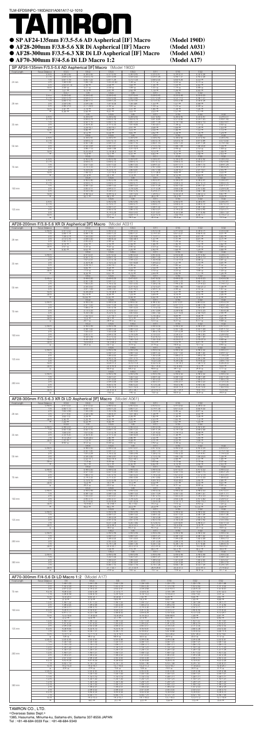TLM-EFDSINPC-190DA031A061A17-U-1010

# TAMRON

- **SP AF24-135mm F/3.5-5.6 AD Aspherical [IF] Macro** **(Model 190D)**
- **AF28-200mm F/3.8-5.6 XR Di Aspherical [IF] Macro** **(Model A031)**
- **AF28-300mm F/3.5-6.3 XR Di LD Aspherical [IF] Macro** **(Model A061)**
- **AF70-300mm F/4-5.6 Di LD Macro 1:2** **(Model A17)**

## SP AF24-135mm F/3.5-5.6 AD Aspherical [IF] Macro (Model 190D)

Focal Length: 24 mm, 28 mm, 35 mm, 50 mm, 70 mm, 100 mm, 135 mm

## AF28-200mm F/3.8-5.6 XR Di Aspherical [IF] Macro (Model A031)

Focal Length: 28 mm, 35 mm, 50 mm, 70 mm, 100 mm, 135 mm, 200 mm

## AF28-300mm F/3.5-6.3 XR Di LD Aspherical [IF] Macro (Model A061)

Focal Length: 28 mm, 35 mm, 50 mm, 70 mm, 100 mm, 135 mm, 200 mm, 300 mm

## AF70-300mm F/4-5.6 Di LD Macro 1:2 (Model A17)

Focal Length: 70 mm, 100 mm, 135 mm, 200 mm, 300 mm

TAMRON CO., LTD.
<Overseas Sales Dept.>
1385, Hasunuma, Minuma-ku, Saitama-shi, Saitama 337-8556 JAPAN
Tel : +81-48-684-9339 Fax : +81-48-684-9349